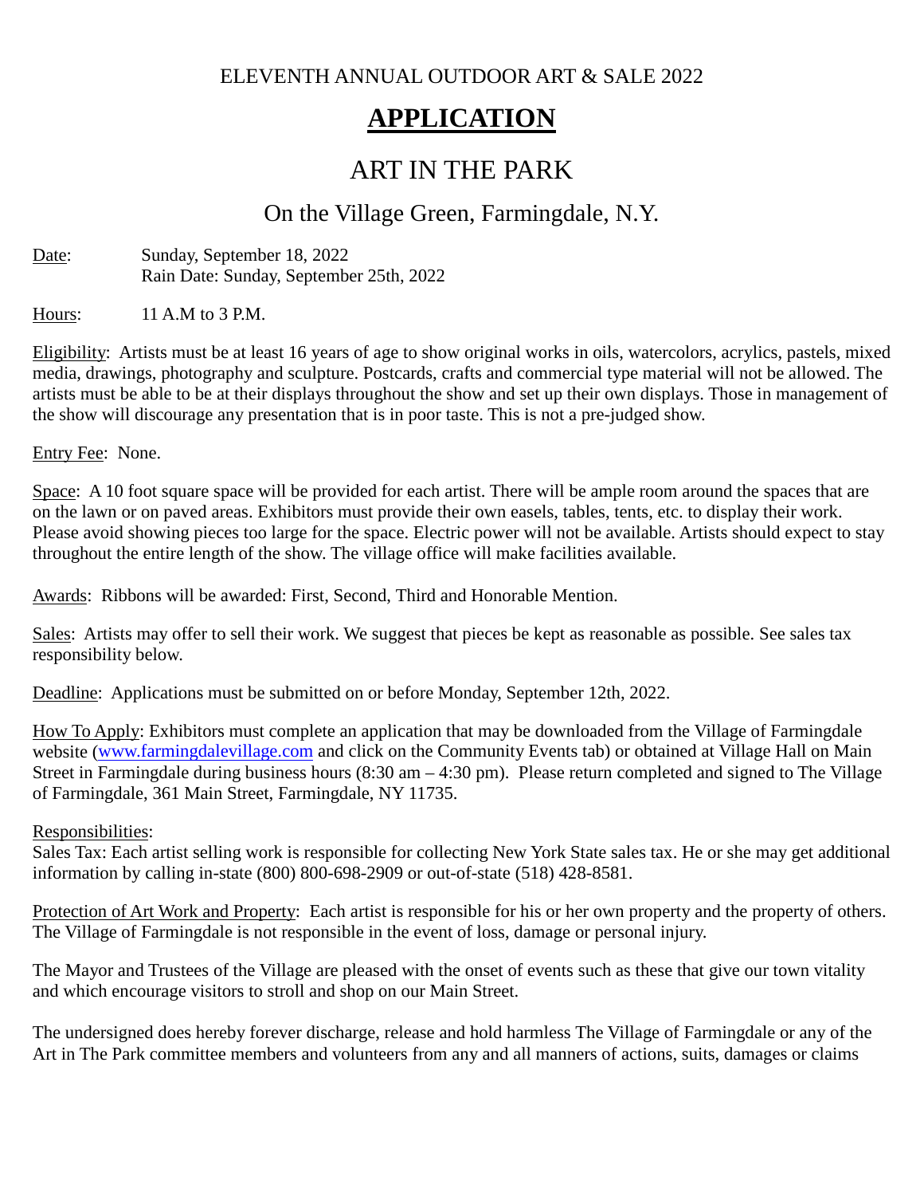ELEVENTH ANNUAL OUTDOOR ART & SALE 2022

# APPLICATION

## ART IN THE PARK

### On the Village Green, Farmingdale, N.Y.

Date: Sunday, September 18, 2022
Rain Date: Sunday, September 25th, 2022

Hours: 11 A.M to 3 P.M.

Eligibility: Artists must be at least 16 years of age to show original works in oils, watercolors, acrylics, pastels, mixed media, drawings, photography and sculpture. Postcards, crafts and commercial type material will not be allowed. The artists must be able to be at their displays throughout the show and set up their own displays. Those in management of the show will discourage any presentation that is in poor taste. This is not a pre-judged show.

Entry Fee: None.

Space: A 10 foot square space will be provided for each artist. There will be ample room around the spaces that are on the lawn or on paved areas. Exhibitors must provide their own easels, tables, tents, etc. to display their work. Please avoid showing pieces too large for the space. Electric power will not be available. Artists should expect to stay throughout the entire length of the show. The village office will make facilities available.

Awards: Ribbons will be awarded: First, Second, Third and Honorable Mention.

Sales: Artists may offer to sell their work. We suggest that pieces be kept as reasonable as possible. See sales tax responsibility below.

Deadline: Applications must be submitted on or before Monday, September 12th, 2022.

How To Apply: Exhibitors must complete an application that may be downloaded from the Village of Farmingdale website (www.farmingdalevillage.com and click on the Community Events tab) or obtained at Village Hall on Main Street in Farmingdale during business hours (8:30 am – 4:30 pm). Please return completed and signed to The Village of Farmingdale, 361 Main Street, Farmingdale, NY 11735.

Responsibilities:
Sales Tax: Each artist selling work is responsible for collecting New York State sales tax. He or she may get additional information by calling in-state (800) 800-698-2909 or out-of-state (518) 428-8581.

Protection of Art Work and Property: Each artist is responsible for his or her own property and the property of others. The Village of Farmingdale is not responsible in the event of loss, damage or personal injury.

The Mayor and Trustees of the Village are pleased with the onset of events such as these that give our town vitality and which encourage visitors to stroll and shop on our Main Street.

The undersigned does hereby forever discharge, release and hold harmless The Village of Farmingdale or any of the Art in The Park committee members and volunteers from any and all manners of actions, suits, damages or claims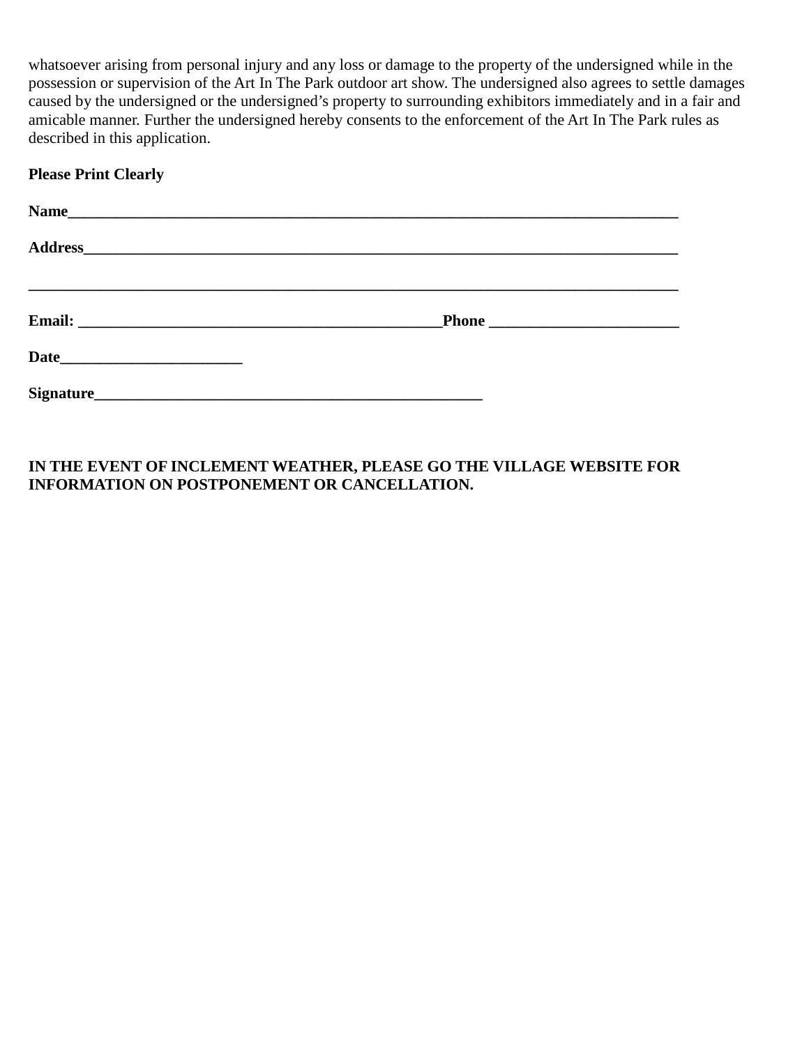whatsoever arising from personal injury and any loss or damage to the property of the undersigned while in the possession or supervision of the Art In The Park outdoor art show. The undersigned also agrees to settle damages caused by the undersigned or the undersigned's property to surrounding exhibitors immediately and in a fair and amicable manner. Further the undersigned hereby consents to the enforcement of the Art In The Park rules as described in this application.

**Please Print Clearly**

**Name**_______________________________________________________________________________

**Address**_____________________________________________________________________________

_____________________________________________________________________________________

**Email:** _______________________________________________**Phone** ________________________

**Date**_______________________

**Signature**__________________________________________________

**IN THE EVENT OF INCLEMENT WEATHER, PLEASE GO THE VILLAGE WEBSITE FOR INFORMATION ON POSTPONEMENT OR CANCELLATION.**